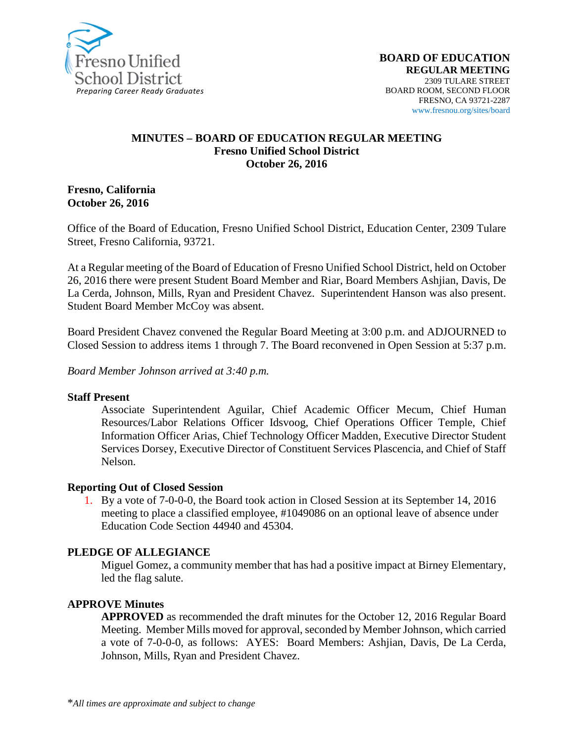Fresno Unified School District
*Preparing Career Ready Graduates*

**BOARD OF EDUCATION**
**REGULAR MEETING**
2309 TULARE STREET
BOARD ROOM, SECOND FLOOR
FRESNO, CA 93721-2287
www.fresnou.org/sites/board

# MINUTES – BOARD OF EDUCATION REGULAR MEETING
## Fresno Unified School District
## October 26, 2016

**Fresno, California**
**October 26, 2016**

Office of the Board of Education, Fresno Unified School District, Education Center, 2309 Tulare Street, Fresno California, 93721.

At a Regular meeting of the Board of Education of Fresno Unified School District, held on October 26, 2016 there were present Student Board Member and Riar, Board Members Ashjian, Davis, De La Cerda, Johnson, Mills, Ryan and President Chavez. Superintendent Hanson was also present. Student Board Member McCoy was absent.

Board President Chavez convened the Regular Board Meeting at 3:00 p.m. and ADJOURNED to Closed Session to address items 1 through 7. The Board reconvened in Open Session at 5:37 p.m.

*Board Member Johnson arrived at 3:40 p.m.*

**Staff Present**

Associate Superintendent Aguilar, Chief Academic Officer Mecum, Chief Human Resources/Labor Relations Officer Idsvoog, Chief Operations Officer Temple, Chief Information Officer Arias, Chief Technology Officer Madden, Executive Director Student Services Dorsey, Executive Director of Constituent Services Plascencia, and Chief of Staff Nelson.

**Reporting Out of Closed Session**

1. By a vote of 7-0-0-0, the Board took action in Closed Session at its September 14, 2016 meeting to place a classified employee, #1049086 on an optional leave of absence under Education Code Section 44940 and 45304.

**PLEDGE OF ALLEGIANCE**

Miguel Gomez, a community member that has had a positive impact at Birney Elementary, led the flag salute.

**APPROVE Minutes**

**APPROVED** as recommended the draft minutes for the October 12, 2016 Regular Board Meeting. Member Mills moved for approval, seconded by Member Johnson, which carried a vote of 7-0-0-0, as follows: AYES: Board Members: Ashjian, Davis, De La Cerda, Johnson, Mills, Ryan and President Chavez.

*\*All times are approximate and subject to change*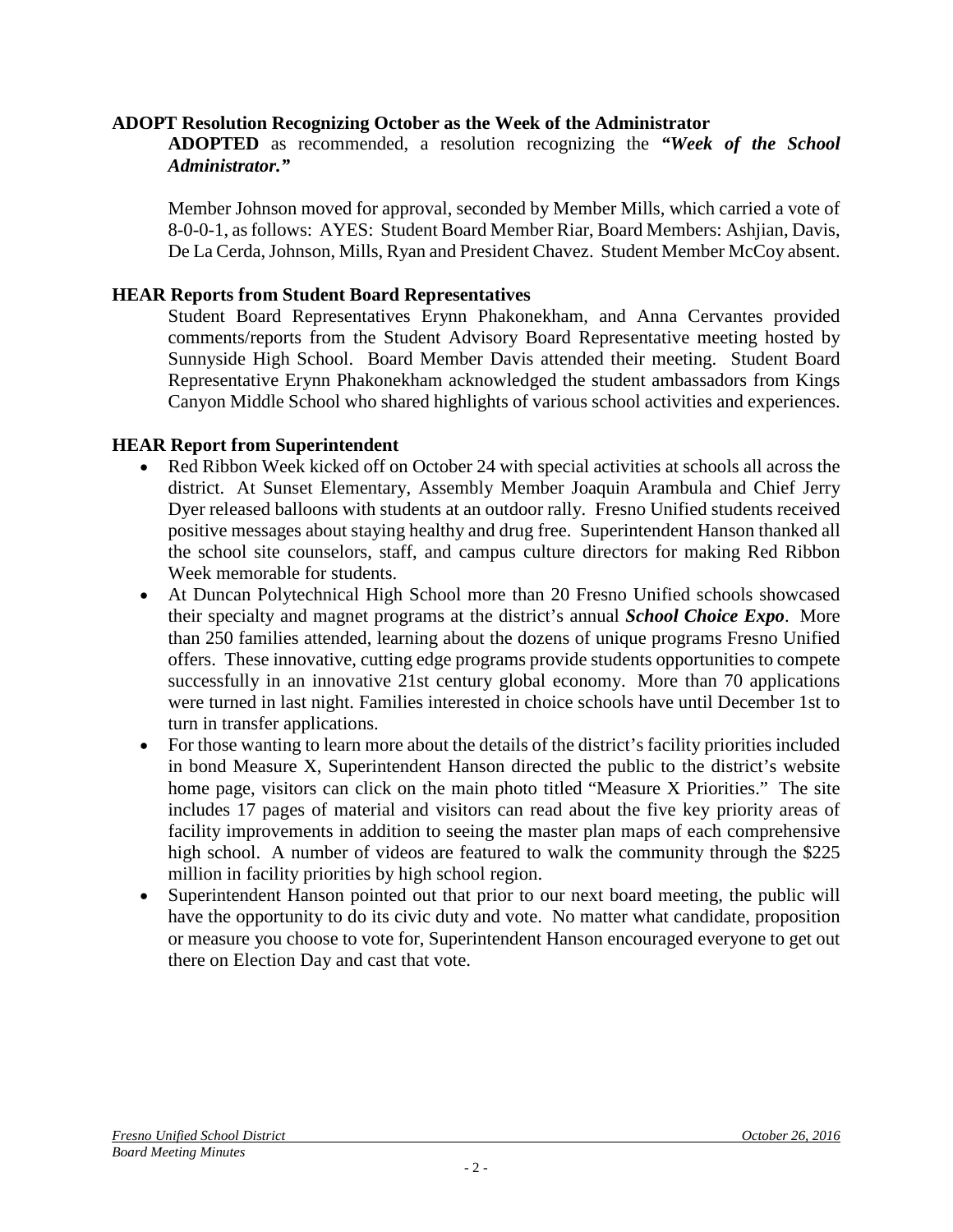**ADOPT Resolution Recognizing October as the Week of the Administrator**

**ADOPTED** as recommended, a resolution recognizing the ***"Week of the School Administrator."***

Member Johnson moved for approval, seconded by Member Mills, which carried a vote of 8-0-0-1, as follows: AYES: Student Board Member Riar, Board Members: Ashjian, Davis, De La Cerda, Johnson, Mills, Ryan and President Chavez. Student Member McCoy absent.

**HEAR Reports from Student Board Representatives**

Student Board Representatives Erynn Phakonekham, and Anna Cervantes provided comments/reports from the Student Advisory Board Representative meeting hosted by Sunnyside High School. Board Member Davis attended their meeting. Student Board Representative Erynn Phakonekham acknowledged the student ambassadors from Kings Canyon Middle School who shared highlights of various school activities and experiences.

**HEAR Report from Superintendent**

- Red Ribbon Week kicked off on October 24 with special activities at schools all across the district. At Sunset Elementary, Assembly Member Joaquin Arambula and Chief Jerry Dyer released balloons with students at an outdoor rally. Fresno Unified students received positive messages about staying healthy and drug free. Superintendent Hanson thanked all the school site counselors, staff, and campus culture directors for making Red Ribbon Week memorable for students.
- At Duncan Polytechnical High School more than 20 Fresno Unified schools showcased their specialty and magnet programs at the district's annual ***School Choice Expo***. More than 250 families attended, learning about the dozens of unique programs Fresno Unified offers. These innovative, cutting edge programs provide students opportunities to compete successfully in an innovative 21st century global economy. More than 70 applications were turned in last night. Families interested in choice schools have until December 1st to turn in transfer applications.
- For those wanting to learn more about the details of the district's facility priorities included in bond Measure X, Superintendent Hanson directed the public to the district's website home page, visitors can click on the main photo titled "Measure X Priorities." The site includes 17 pages of material and visitors can read about the five key priority areas of facility improvements in addition to seeing the master plan maps of each comprehensive high school. A number of videos are featured to walk the community through the $225 million in facility priorities by high school region.
- Superintendent Hanson pointed out that prior to our next board meeting, the public will have the opportunity to do its civic duty and vote. No matter what candidate, proposition or measure you choose to vote for, Superintendent Hanson encouraged everyone to get out there on Election Day and cast that vote.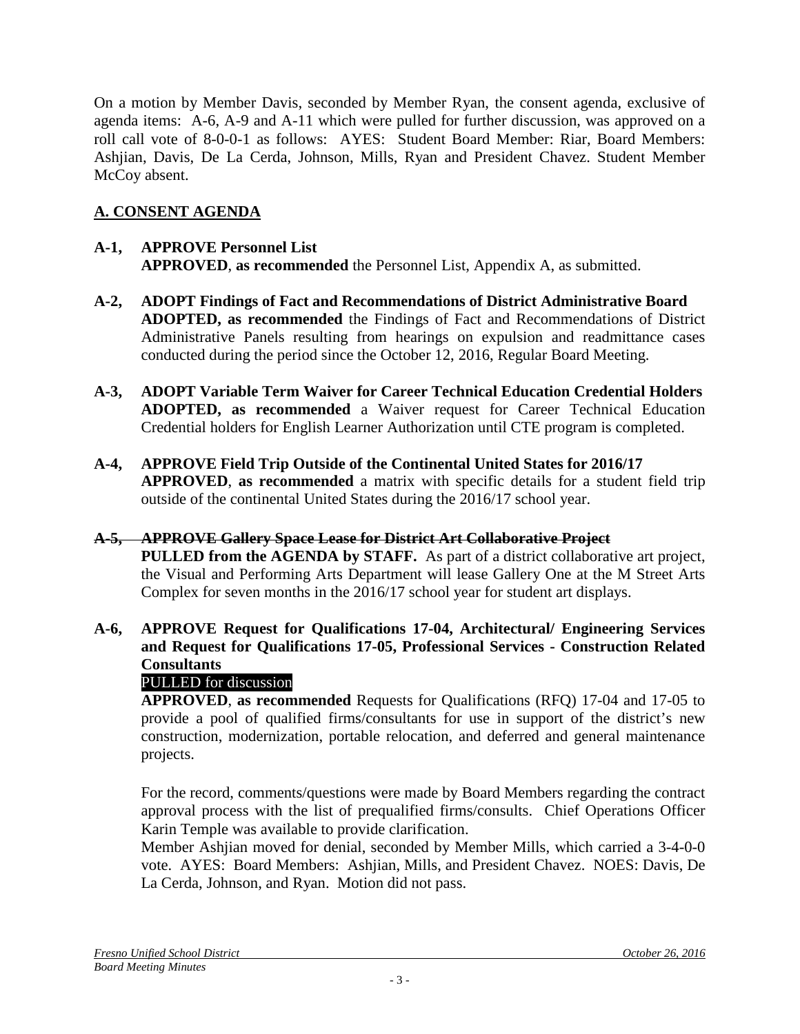On a motion by Member Davis, seconded by Member Ryan, the consent agenda, exclusive of agenda items: A-6, A-9 and A-11 which were pulled for further discussion, was approved on a roll call vote of 8-0-0-1 as follows: AYES: Student Board Member: Riar, Board Members: Ashjian, Davis, De La Cerda, Johnson, Mills, Ryan and President Chavez. Student Member McCoy absent.

## A. CONSENT AGENDA

**A-1, APPROVE Personnel List**
**APPROVED**, **as recommended** the Personnel List, Appendix A, as submitted.

**A-2, ADOPT Findings of Fact and Recommendations of District Administrative Board**
**ADOPTED, as recommended** the Findings of Fact and Recommendations of District Administrative Panels resulting from hearings on expulsion and readmittance cases conducted during the period since the October 12, 2016, Regular Board Meeting.

**A-3, ADOPT Variable Term Waiver for Career Technical Education Credential Holders**
**ADOPTED, as recommended** a Waiver request for Career Technical Education Credential holders for English Learner Authorization until CTE program is completed.

**A-4, APPROVE Field Trip Outside of the Continental United States for 2016/17**
**APPROVED**, **as recommended** a matrix with specific details for a student field trip outside of the continental United States during the 2016/17 school year.

**~~A-5, APPROVE Gallery Space Lease for District Art Collaborative Project~~**
**PULLED from the AGENDA by STAFF.** As part of a district collaborative art project, the Visual and Performing Arts Department will lease Gallery One at the M Street Arts Complex for seven months in the 2016/17 school year for student art displays.

**A-6, APPROVE Request for Qualifications 17-04, Architectural/ Engineering Services and Request for Qualifications 17-05, Professional Services - Construction Related Consultants**
PULLED for discussion
**APPROVED**, **as recommended** Requests for Qualifications (RFQ) 17-04 and 17-05 to provide a pool of qualified firms/consultants for use in support of the district's new construction, modernization, portable relocation, and deferred and general maintenance projects.

For the record, comments/questions were made by Board Members regarding the contract approval process with the list of prequalified firms/consults. Chief Operations Officer Karin Temple was available to provide clarification.
Member Ashjian moved for denial, seconded by Member Mills, which carried a 3-4-0-0 vote. AYES: Board Members: Ashjian, Mills, and President Chavez. NOES: Davis, De La Cerda, Johnson, and Ryan. Motion did not pass.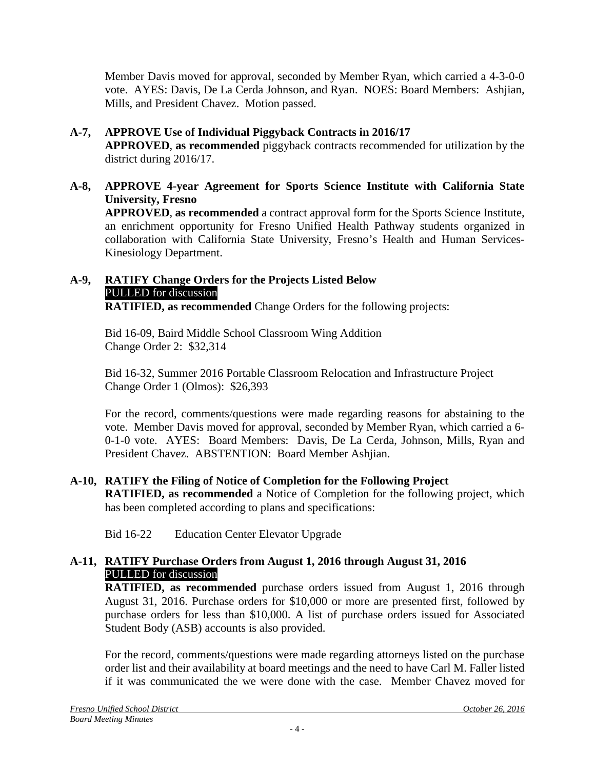Member Davis moved for approval, seconded by Member Ryan, which carried a 4-3-0-0 vote. AYES: Davis, De La Cerda Johnson, and Ryan. NOES: Board Members: Ashjian, Mills, and President Chavez. Motion passed.

**A-7, APPROVE Use of Individual Piggyback Contracts in 2016/17**

**APPROVED**, **as recommended** piggyback contracts recommended for utilization by the district during 2016/17.

**A-8, APPROVE 4-year Agreement for Sports Science Institute with California State University, Fresno**

**APPROVED**, **as recommended** a contract approval form for the Sports Science Institute, an enrichment opportunity for Fresno Unified Health Pathway students organized in collaboration with California State University, Fresno's Health and Human Services-Kinesiology Department.

**A-9, RATIFY Change Orders for the Projects Listed Below**

PULLED for discussion

**RATIFIED, as recommended** Change Orders for the following projects:

Bid 16-09, Baird Middle School Classroom Wing Addition
Change Order 2: $32,314

Bid 16-32, Summer 2016 Portable Classroom Relocation and Infrastructure Project
Change Order 1 (Olmos): $26,393

For the record, comments/questions were made regarding reasons for abstaining to the vote. Member Davis moved for approval, seconded by Member Ryan, which carried a 6-0-1-0 vote. AYES: Board Members: Davis, De La Cerda, Johnson, Mills, Ryan and President Chavez. ABSTENTION: Board Member Ashjian.

**A-10, RATIFY the Filing of Notice of Completion for the Following Project**

**RATIFIED, as recommended** a Notice of Completion for the following project, which has been completed according to plans and specifications:

Bid 16-22 Education Center Elevator Upgrade

**A-11, RATIFY Purchase Orders from August 1, 2016 through August 31, 2016**

PULLED for discussion

**RATIFIED, as recommended** purchase orders issued from August 1, 2016 through August 31, 2016. Purchase orders for $10,000 or more are presented first, followed by purchase orders for less than $10,000. A list of purchase orders issued for Associated Student Body (ASB) accounts is also provided.

For the record, comments/questions were made regarding attorneys listed on the purchase order list and their availability at board meetings and the need to have Carl M. Faller listed if it was communicated the we were done with the case. Member Chavez moved for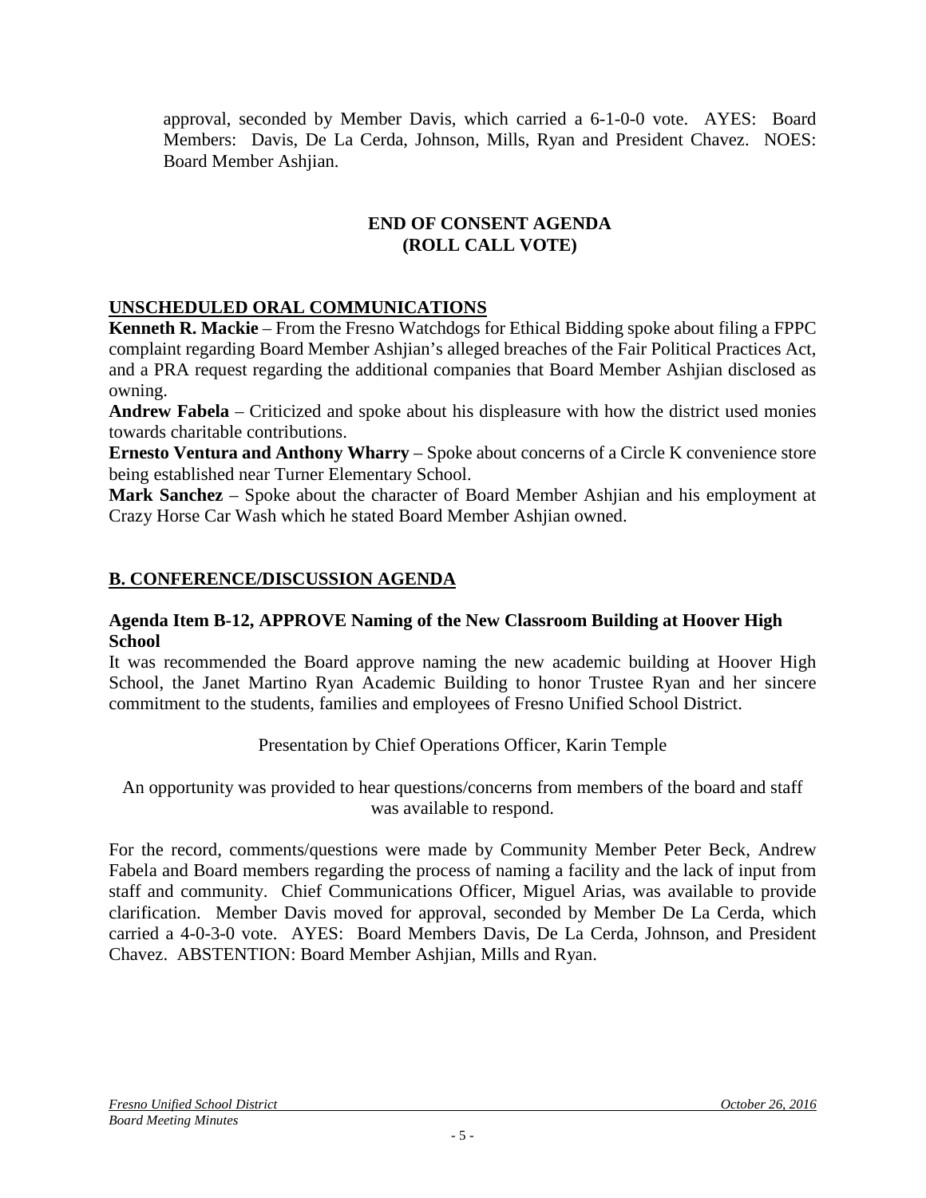approval, seconded by Member Davis, which carried a 6-1-0-0 vote. AYES: Board Members: Davis, De La Cerda, Johnson, Mills, Ryan and President Chavez. NOES: Board Member Ashjian.

**END OF CONSENT AGENDA**
**(ROLL CALL VOTE)**

## UNSCHEDULED ORAL COMMUNICATIONS

**Kenneth R. Mackie** – From the Fresno Watchdogs for Ethical Bidding spoke about filing a FPPC complaint regarding Board Member Ashjian's alleged breaches of the Fair Political Practices Act, and a PRA request regarding the additional companies that Board Member Ashjian disclosed as owning.

**Andrew Fabela** – Criticized and spoke about his displeasure with how the district used monies towards charitable contributions.

**Ernesto Ventura and Anthony Wharry** – Spoke about concerns of a Circle K convenience store being established near Turner Elementary School.

**Mark Sanchez** – Spoke about the character of Board Member Ashjian and his employment at Crazy Horse Car Wash which he stated Board Member Ashjian owned.

## B. CONFERENCE/DISCUSSION AGENDA

### Agenda Item B-12, APPROVE Naming of the New Classroom Building at Hoover High School

It was recommended the Board approve naming the new academic building at Hoover High School, the Janet Martino Ryan Academic Building to honor Trustee Ryan and her sincere commitment to the students, families and employees of Fresno Unified School District.

Presentation by Chief Operations Officer, Karin Temple

An opportunity was provided to hear questions/concerns from members of the board and staff was available to respond.

For the record, comments/questions were made by Community Member Peter Beck, Andrew Fabela and Board members regarding the process of naming a facility and the lack of input from staff and community. Chief Communications Officer, Miguel Arias, was available to provide clarification. Member Davis moved for approval, seconded by Member De La Cerda, which carried a 4-0-3-0 vote. AYES: Board Members Davis, De La Cerda, Johnson, and President Chavez. ABSTENTION: Board Member Ashjian, Mills and Ryan.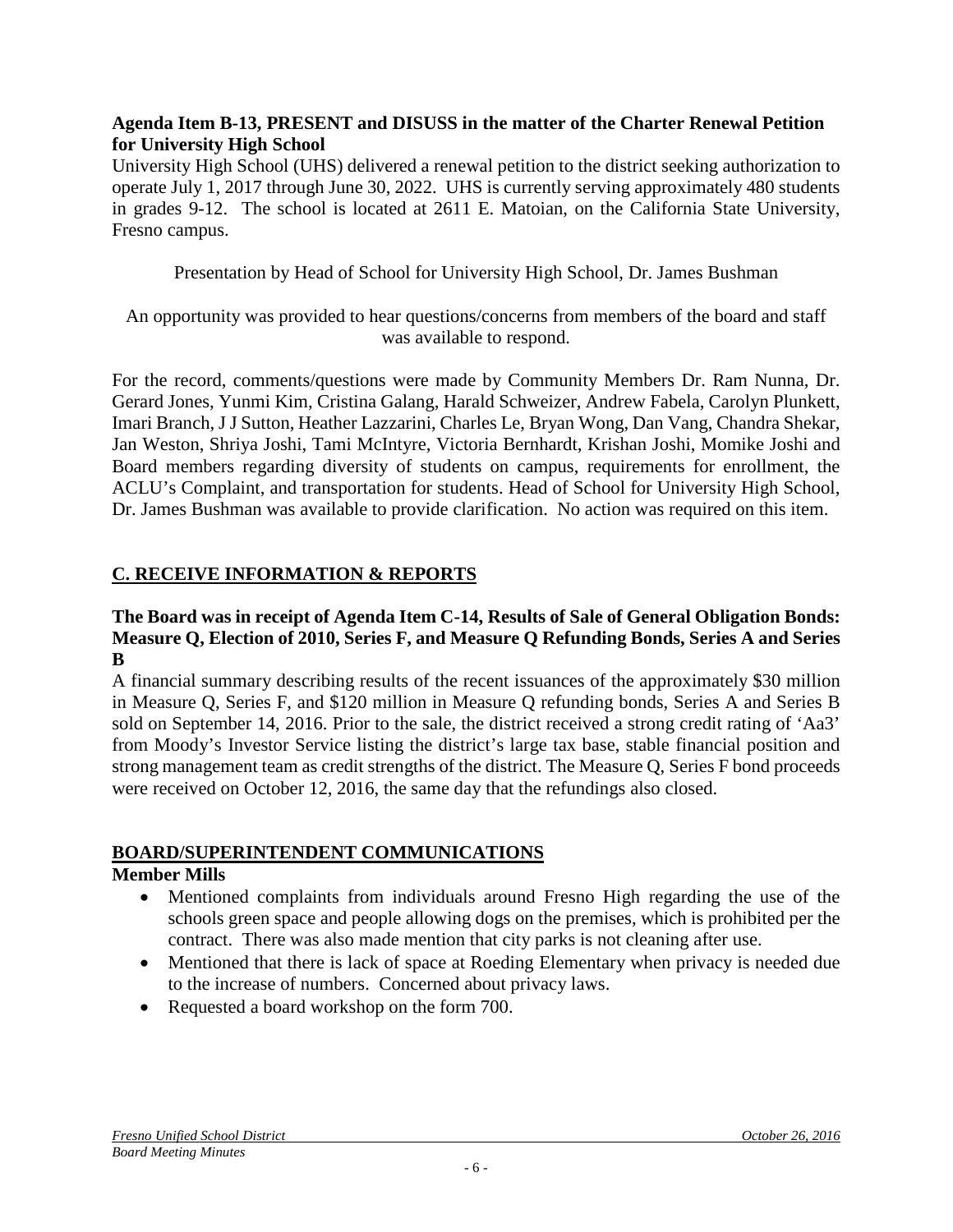**Agenda Item B-13, PRESENT and DISUSS in the matter of the Charter Renewal Petition for University High School**

University High School (UHS) delivered a renewal petition to the district seeking authorization to operate July 1, 2017 through June 30, 2022. UHS is currently serving approximately 480 students in grades 9-12. The school is located at 2611 E. Matoian, on the California State University, Fresno campus.

Presentation by Head of School for University High School, Dr. James Bushman

An opportunity was provided to hear questions/concerns from members of the board and staff was available to respond.

For the record, comments/questions were made by Community Members Dr. Ram Nunna, Dr. Gerard Jones, Yunmi Kim, Cristina Galang, Harald Schweizer, Andrew Fabela, Carolyn Plunkett, Imari Branch, J J Sutton, Heather Lazzarini, Charles Le, Bryan Wong, Dan Vang, Chandra Shekar, Jan Weston, Shriya Joshi, Tami McIntyre, Victoria Bernhardt, Krishan Joshi, Momike Joshi and Board members regarding diversity of students on campus, requirements for enrollment, the ACLU's Complaint, and transportation for students. Head of School for University High School, Dr. James Bushman was available to provide clarification. No action was required on this item.

## C. RECEIVE INFORMATION & REPORTS

**The Board was in receipt of Agenda Item C-14, Results of Sale of General Obligation Bonds: Measure Q, Election of 2010, Series F, and Measure Q Refunding Bonds, Series A and Series B**

A financial summary describing results of the recent issuances of the approximately $30 million in Measure Q, Series F, and $120 million in Measure Q refunding bonds, Series A and Series B sold on September 14, 2016. Prior to the sale, the district received a strong credit rating of 'Aa3' from Moody's Investor Service listing the district's large tax base, stable financial position and strong management team as credit strengths of the district. The Measure Q, Series F bond proceeds were received on October 12, 2016, the same day that the refundings also closed.

## BOARD/SUPERINTENDENT COMMUNICATIONS

**Member Mills**

- Mentioned complaints from individuals around Fresno High regarding the use of the schools green space and people allowing dogs on the premises, which is prohibited per the contract. There was also made mention that city parks is not cleaning after use.
- Mentioned that there is lack of space at Roeding Elementary when privacy is needed due to the increase of numbers. Concerned about privacy laws.
- Requested a board workshop on the form 700.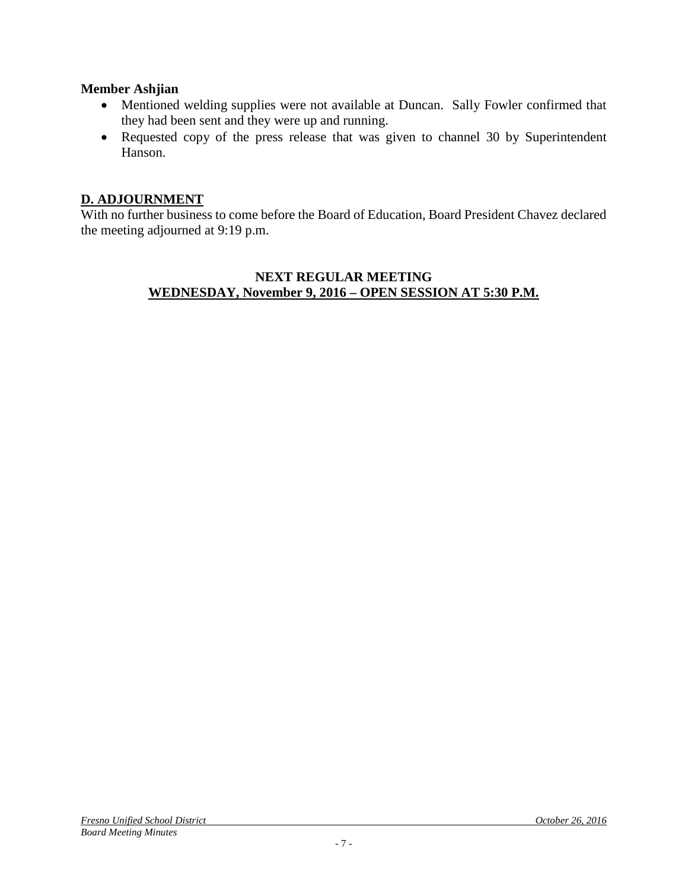**Member Ashjian**

- Mentioned welding supplies were not available at Duncan. Sally Fowler confirmed that they had been sent and they were up and running.
- Requested copy of the press release that was given to channel 30 by Superintendent Hanson.

## D. ADJOURNMENT

With no further business to come before the Board of Education, Board President Chavez declared the meeting adjourned at 9:19 p.m.

**NEXT REGULAR MEETING**

**WEDNESDAY, November 9, 2016 – OPEN SESSION AT 5:30 P.M.**